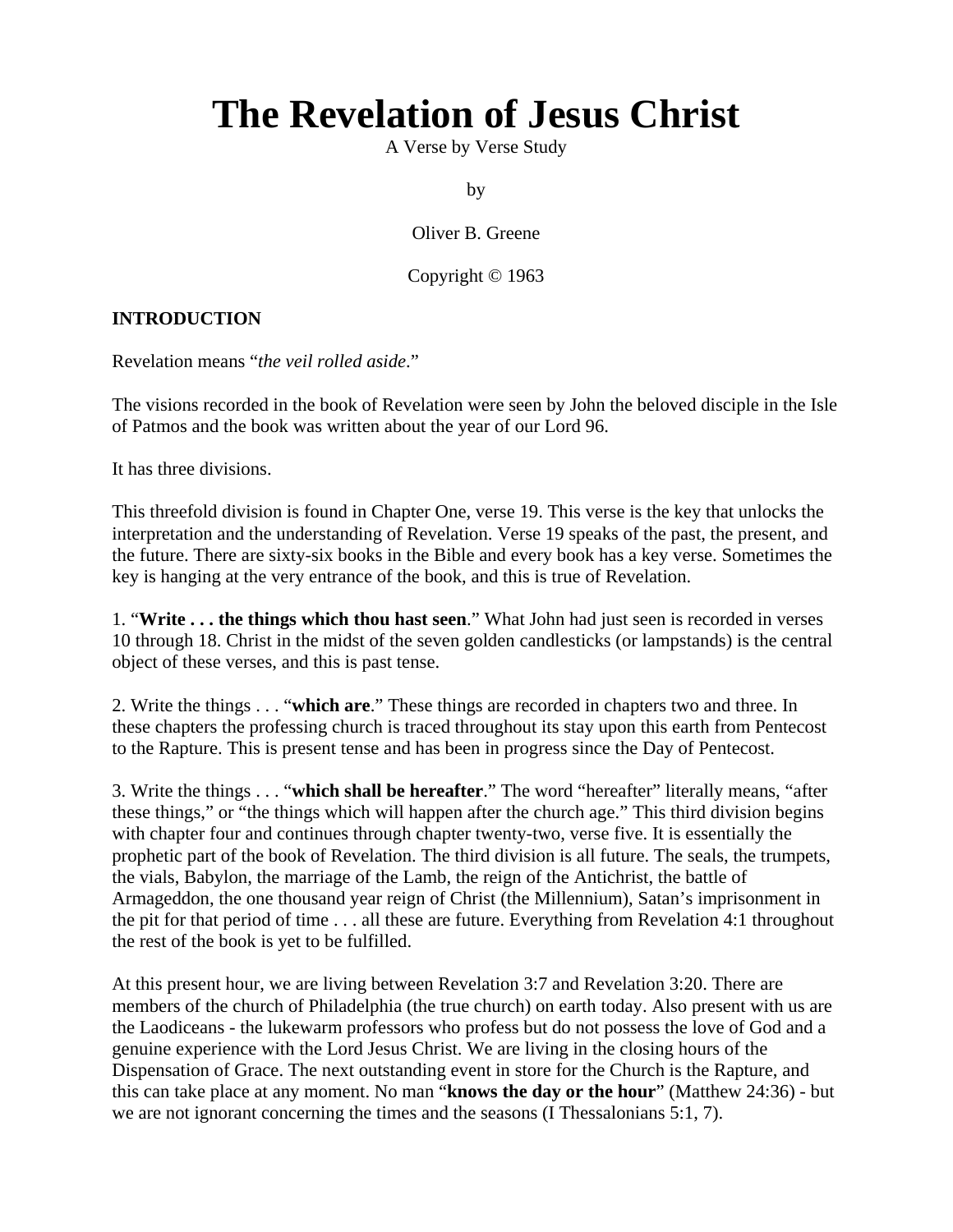# The Revelation of Jesus Christ

A Verse by Verse Study

by

Oliver B. Greene

Copyright © 1963

**INTRODUCTION**

Revelation means "*the veil rolled aside*."

The visions recorded in the book of Revelation were seen by John the beloved disciple in the Isle of Patmos and the book was written about the year of our Lord 96.

It has three divisions.

This threefold division is found in Chapter One, verse 19. This verse is the key that unlocks the interpretation and the understanding of Revelation. Verse 19 speaks of the past, the present, and the future. There are sixty-six books in the Bible and every book has a key verse. Sometimes the key is hanging at the very entrance of the book, and this is true of Revelation.

1. "**Write . . . the things which thou hast seen**." What John had just seen is recorded in verses 10 through 18. Christ in the midst of the seven golden candlesticks (or lampstands) is the central object of these verses, and this is past tense.

2. Write the things . . . "**which are**." These things are recorded in chapters two and three. In these chapters the professing church is traced throughout its stay upon this earth from Pentecost to the Rapture. This is present tense and has been in progress since the Day of Pentecost.

3. Write the things . . . "**which shall be hereafter**." The word "hereafter" literally means, "after these things," or "the things which will happen after the church age." This third division begins with chapter four and continues through chapter twenty-two, verse five. It is essentially the prophetic part of the book of Revelation. The third division is all future. The seals, the trumpets, the vials, Babylon, the marriage of the Lamb, the reign of the Antichrist, the battle of Armageddon, the one thousand year reign of Christ (the Millennium), Satan's imprisonment in the pit for that period of time . . . all these are future. Everything from Revelation 4:1 throughout the rest of the book is yet to be fulfilled.

At this present hour, we are living between Revelation 3:7 and Revelation 3:20. There are members of the church of Philadelphia (the true church) on earth today. Also present with us are the Laodiceans - the lukewarm professors who profess but do not possess the love of God and a genuine experience with the Lord Jesus Christ. We are living in the closing hours of the Dispensation of Grace. The next outstanding event in store for the Church is the Rapture, and this can take place at any moment. No man "**knows the day or the hour**" (Matthew 24:36) - but we are not ignorant concerning the times and the seasons (I Thessalonians 5:1, 7).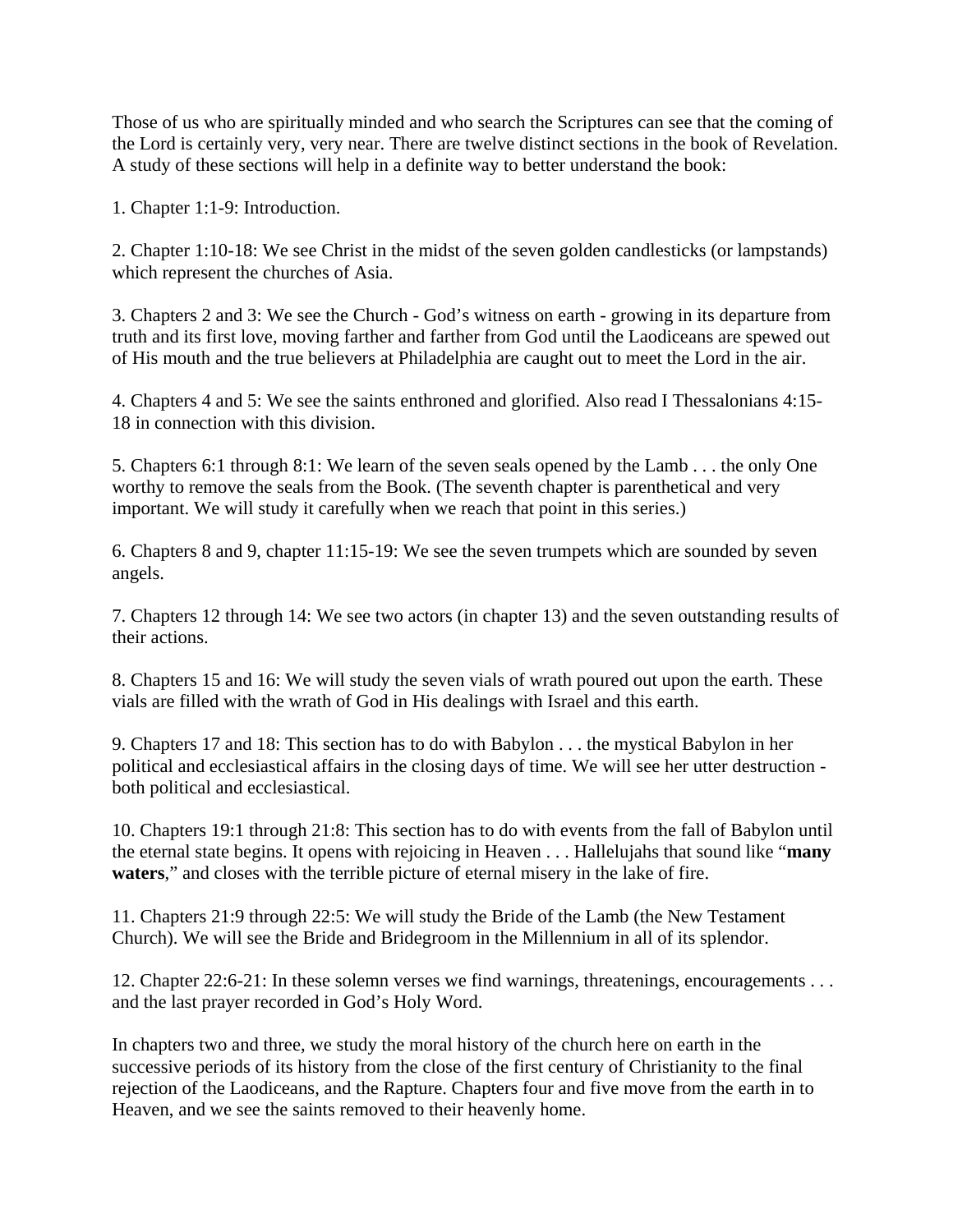Those of us who are spiritually minded and who search the Scriptures can see that the coming of the Lord is certainly very, very near. There are twelve distinct sections in the book of Revelation. A study of these sections will help in a definite way to better understand the book:

1. Chapter 1:1-9: Introduction.

2. Chapter 1:10-18: We see Christ in the midst of the seven golden candlesticks (or lampstands) which represent the churches of Asia.

3. Chapters 2 and 3: We see the Church - God's witness on earth - growing in its departure from truth and its first love, moving farther and farther from God until the Laodiceans are spewed out of His mouth and the true believers at Philadelphia are caught out to meet the Lord in the air.

4. Chapters 4 and 5: We see the saints enthroned and glorified. Also read I Thessalonians 4:15-18 in connection with this division.

5. Chapters 6:1 through 8:1: We learn of the seven seals opened by the Lamb . . . the only One worthy to remove the seals from the Book. (The seventh chapter is parenthetical and very important. We will study it carefully when we reach that point in this series.)

6. Chapters 8 and 9, chapter 11:15-19: We see the seven trumpets which are sounded by seven angels.

7. Chapters 12 through 14: We see two actors (in chapter 13) and the seven outstanding results of their actions.

8. Chapters 15 and 16: We will study the seven vials of wrath poured out upon the earth. These vials are filled with the wrath of God in His dealings with Israel and this earth.

9. Chapters 17 and 18: This section has to do with Babylon . . . the mystical Babylon in her political and ecclesiastical affairs in the closing days of time. We will see her utter destruction - both political and ecclesiastical.

10. Chapters 19:1 through 21:8: This section has to do with events from the fall of Babylon until the eternal state begins. It opens with rejoicing in Heaven . . . Hallelujahs that sound like "**many waters**," and closes with the terrible picture of eternal misery in the lake of fire.

11. Chapters 21:9 through 22:5: We will study the Bride of the Lamb (the New Testament Church). We will see the Bride and Bridegroom in the Millennium in all of its splendor.

12. Chapter 22:6-21: In these solemn verses we find warnings, threatenings, encouragements . . . and the last prayer recorded in God's Holy Word.

In chapters two and three, we study the moral history of the church here on earth in the successive periods of its history from the close of the first century of Christianity to the final rejection of the Laodiceans, and the Rapture. Chapters four and five move from the earth in to Heaven, and we see the saints removed to their heavenly home.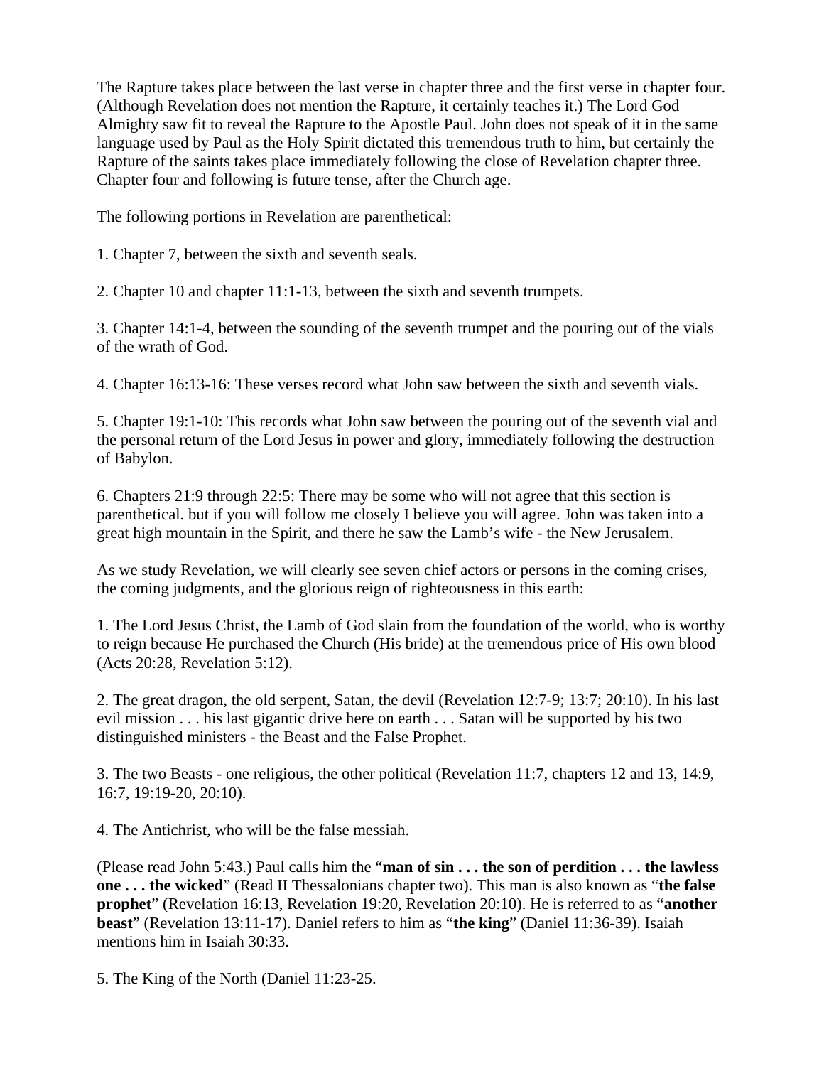The Rapture takes place between the last verse in chapter three and the first verse in chapter four. (Although Revelation does not mention the Rapture, it certainly teaches it.) The Lord God Almighty saw fit to reveal the Rapture to the Apostle Paul. John does not speak of it in the same language used by Paul as the Holy Spirit dictated this tremendous truth to him, but certainly the Rapture of the saints takes place immediately following the close of Revelation chapter three. Chapter four and following is future tense, after the Church age.

The following portions in Revelation are parenthetical:

1. Chapter 7, between the sixth and seventh seals.

2. Chapter 10 and chapter 11:1-13, between the sixth and seventh trumpets.

3. Chapter 14:1-4, between the sounding of the seventh trumpet and the pouring out of the vials of the wrath of God.

4. Chapter 16:13-16: These verses record what John saw between the sixth and seventh vials.

5. Chapter 19:1-10: This records what John saw between the pouring out of the seventh vial and the personal return of the Lord Jesus in power and glory, immediately following the destruction of Babylon.

6. Chapters 21:9 through 22:5: There may be some who will not agree that this section is parenthetical. but if you will follow me closely I believe you will agree. John was taken into a great high mountain in the Spirit, and there he saw the Lamb's wife - the New Jerusalem.

As we study Revelation, we will clearly see seven chief actors or persons in the coming crises, the coming judgments, and the glorious reign of righteousness in this earth:

1. The Lord Jesus Christ, the Lamb of God slain from the foundation of the world, who is worthy to reign because He purchased the Church (His bride) at the tremendous price of His own blood (Acts 20:28, Revelation 5:12).

2. The great dragon, the old serpent, Satan, the devil (Revelation 12:7-9; 13:7; 20:10). In his last evil mission . . . his last gigantic drive here on earth . . . Satan will be supported by his two distinguished ministers - the Beast and the False Prophet.

3. The two Beasts - one religious, the other political (Revelation 11:7, chapters 12 and 13, 14:9, 16:7, 19:19-20, 20:10).

4. The Antichrist, who will be the false messiah.

(Please read John 5:43.) Paul calls him the "**man of sin . . . the son of perdition . . . the lawless one . . . the wicked**" (Read II Thessalonians chapter two). This man is also known as "**the false prophet**" (Revelation 16:13, Revelation 19:20, Revelation 20:10). He is referred to as "**another beast**" (Revelation 13:11-17). Daniel refers to him as "**the king**" (Daniel 11:36-39). Isaiah mentions him in Isaiah 30:33.

5. The King of the North (Daniel 11:23-25.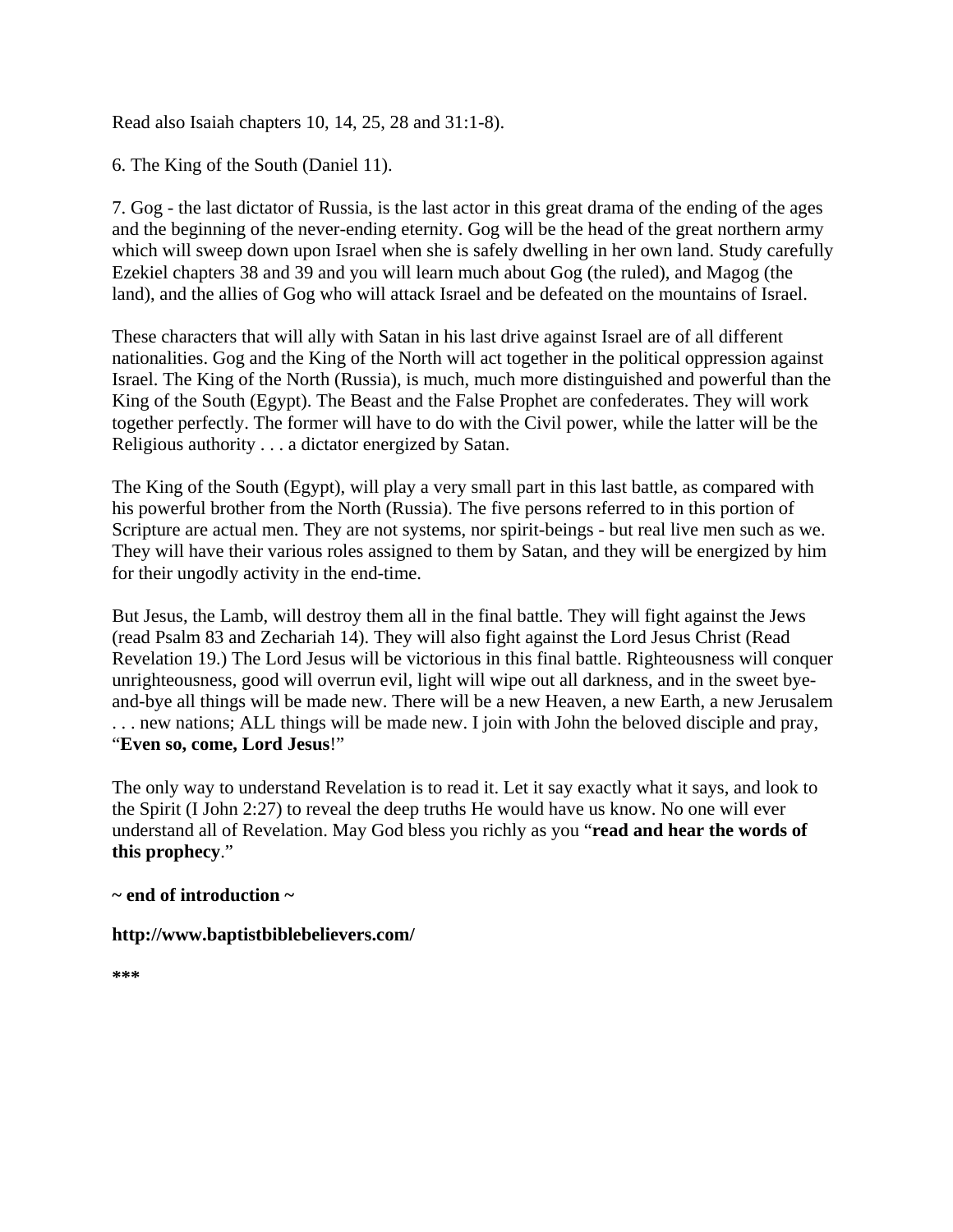Read also Isaiah chapters 10, 14, 25, 28 and 31:1-8).

6. The King of the South (Daniel 11).

7. Gog - the last dictator of Russia, is the last actor in this great drama of the ending of the ages and the beginning of the never-ending eternity. Gog will be the head of the great northern army which will sweep down upon Israel when she is safely dwelling in her own land. Study carefully Ezekiel chapters 38 and 39 and you will learn much about Gog (the ruled), and Magog (the land), and the allies of Gog who will attack Israel and be defeated on the mountains of Israel.

These characters that will ally with Satan in his last drive against Israel are of all different nationalities. Gog and the King of the North will act together in the political oppression against Israel. The King of the North (Russia), is much, much more distinguished and powerful than the King of the South (Egypt). The Beast and the False Prophet are confederates. They will work together perfectly. The former will have to do with the Civil power, while the latter will be the Religious authority . . . a dictator energized by Satan.

The King of the South (Egypt), will play a very small part in this last battle, as compared with his powerful brother from the North (Russia). The five persons referred to in this portion of Scripture are actual men. They are not systems, nor spirit-beings - but real live men such as we. They will have their various roles assigned to them by Satan, and they will be energized by him for their ungodly activity in the end-time.

But Jesus, the Lamb, will destroy them all in the final battle. They will fight against the Jews (read Psalm 83 and Zechariah 14). They will also fight against the Lord Jesus Christ (Read Revelation 19.) The Lord Jesus will be victorious in this final battle. Righteousness will conquer unrighteousness, good will overrun evil, light will wipe out all darkness, and in the sweet bye-and-bye all things will be made new. There will be a new Heaven, a new Earth, a new Jerusalem . . . new nations; ALL things will be made new. I join with John the beloved disciple and pray, "**Even so, come, Lord Jesus**!"

The only way to understand Revelation is to read it. Let it say exactly what it says, and look to the Spirit (I John 2:27) to reveal the deep truths He would have us know. No one will ever understand all of Revelation. May God bless you richly as you "**read and hear the words of this prophecy**."

**~ end of introduction ~**

**http://www.baptistbiblebelievers.com/**

*****